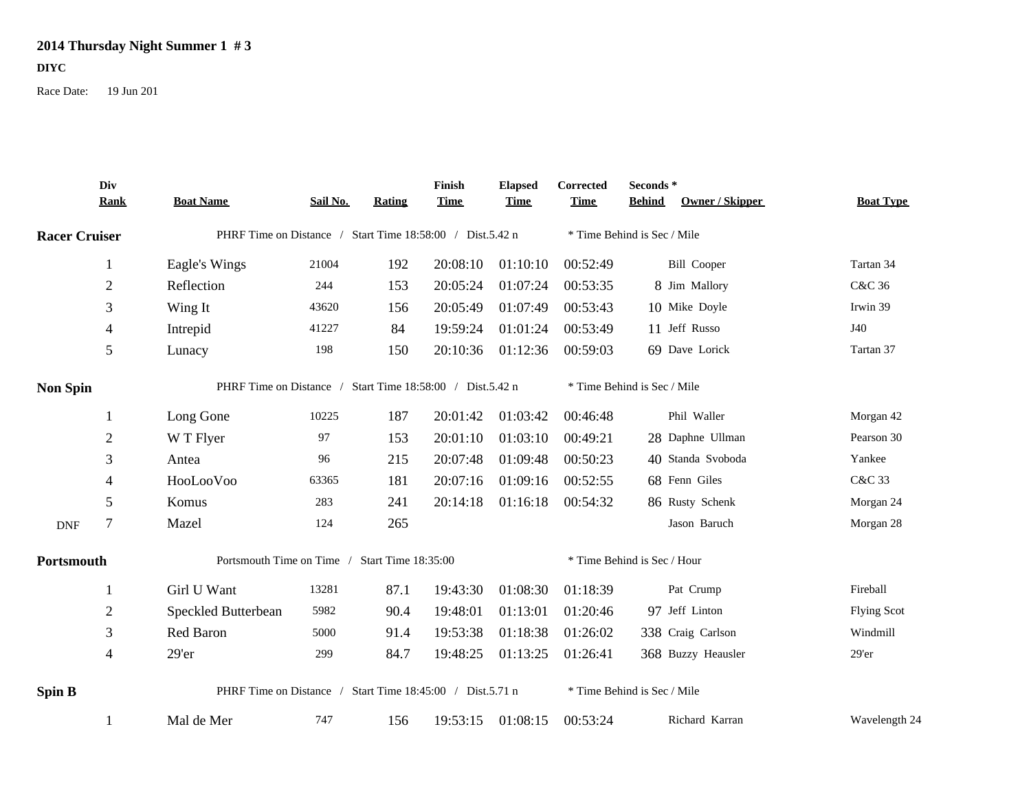# 2014 Thursday Night Summer 1 # 3

**DIYC**

Race Date: 19 Jun 201

| Div Rank | Boat Name | Sail No. | Rating | Finish Time | Elapsed Time | Corrected Time | Seconds * Behind | Owner / Skipper | Boat Type |
|---|---|---|---|---|---|---|---|---|---|
| **Racer Cruiser** | PHRF Time on Distance / Start Time 18:58:00 / Dist.5.42 n | | | | | | * Time Behind is Sec / Mile | | |
| 1 | Eagle's Wings | 21004 | 192 | 20:08:10 | 01:10:10 | 00:52:49 | | Bill Cooper | Tartan 34 |
| 2 | Reflection | 244 | 153 | 20:05:24 | 01:07:24 | 00:53:35 | 8 | Jim Mallory | C&C 36 |
| 3 | Wing It | 43620 | 156 | 20:05:49 | 01:07:49 | 00:53:43 | 10 | Mike Doyle | Irwin 39 |
| 4 | Intrepid | 41227 | 84 | 19:59:24 | 01:01:24 | 00:53:49 | 11 | Jeff Russo | J40 |
| 5 | Lunacy | 198 | 150 | 20:10:36 | 01:12:36 | 00:59:03 | 69 | Dave Lorick | Tartan 37 |
| **Non Spin** | PHRF Time on Distance / Start Time 18:58:00 / Dist.5.42 n | | | | | | * Time Behind is Sec / Mile | | |
| 1 | Long Gone | 10225 | 187 | 20:01:42 | 01:03:42 | 00:46:48 | | Phil Waller | Morgan 42 |
| 2 | W T Flyer | 97 | 153 | 20:01:10 | 01:03:10 | 00:49:21 | 28 | Daphne Ullman | Pearson 30 |
| 3 | Antea | 96 | 215 | 20:07:48 | 01:09:48 | 00:50:23 | 40 | Standa Svoboda | Yankee |
| 4 | HooLooVoo | 63365 | 181 | 20:07:16 | 01:09:16 | 00:52:55 | 68 | Fenn Giles | C&C 33 |
| 5 | Komus | 283 | 241 | 20:14:18 | 01:16:18 | 00:54:32 | 86 | Rusty Schenk | Morgan 24 |
| DNF 7 | Mazel | 124 | 265 | | | | | Jason Baruch | Morgan 28 |
| **Portsmouth** | Portsmouth Time on Time / Start Time 18:35:00 | | | | | | * Time Behind is Sec / Hour | | |
| 1 | Girl U Want | 13281 | 87.1 | 19:43:30 | 01:08:30 | 01:18:39 | | Pat Crump | Fireball |
| 2 | Speckled Butterbean | 5982 | 90.4 | 19:48:01 | 01:13:01 | 01:20:46 | 97 | Jeff Linton | Flying Scot |
| 3 | Red Baron | 5000 | 91.4 | 19:53:38 | 01:18:38 | 01:26:02 | 338 | Craig Carlson | Windmill |
| 4 | 29'er | 299 | 84.7 | 19:48:25 | 01:13:25 | 01:26:41 | 368 | Buzzy Heausler | 29'er |
| **Spin B** | PHRF Time on Distance / Start Time 18:45:00 / Dist.5.71 n | | | | | | * Time Behind is Sec / Mile | | |
| 1 | Mal de Mer | 747 | 156 | 19:53:15 | 01:08:15 | 00:53:24 | | Richard Karran | Wavelength 24 |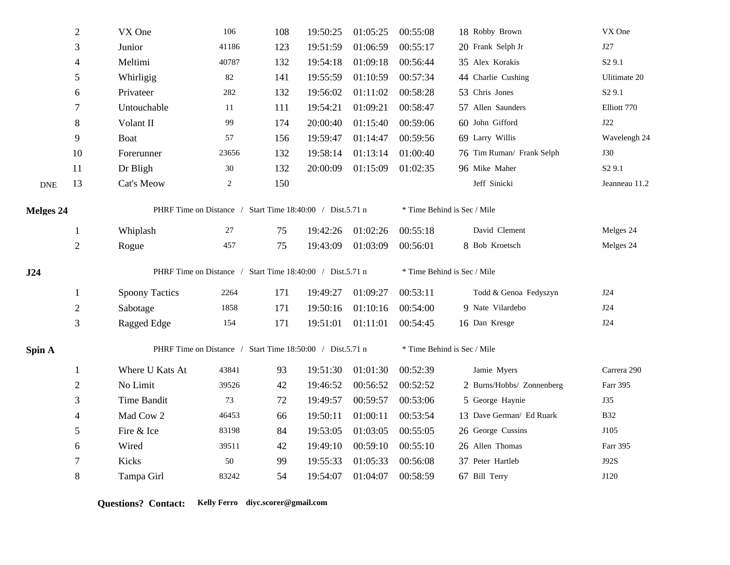| | Pos | Boat | Sail # | PHRF | Finish | Elapsed | Corrected | Behind | Skipper | Type |
|---|---|---|---|---|---|---|---|---|---|---|
| | 2 | VX One | 106 | 108 | 19:50:25 | 01:05:25 | 00:55:08 | 18 | Robby Brown | VX One |
| | 3 | Junior | 41186 | 123 | 19:51:59 | 01:06:59 | 00:55:17 | 20 | Frank Selph Jr | J27 |
| | 4 | Meltimi | 40787 | 132 | 19:54:18 | 01:09:18 | 00:56:44 | 35 | Alex Korakis | S2 9.1 |
| | 5 | Whirligig | 82 | 141 | 19:55:59 | 01:10:59 | 00:57:34 | 44 | Charlie Cushing | Ultimate 20 |
| | 6 | Privateer | 282 | 132 | 19:56:02 | 01:11:02 | 00:58:28 | 53 | Chris Jones | S2 9.1 |
| | 7 | Untouchable | 11 | 111 | 19:54:21 | 01:09:21 | 00:58:47 | 57 | Allen Saunders | Elliott 770 |
| | 8 | Volant II | 99 | 174 | 20:00:40 | 01:15:40 | 00:59:06 | 60 | John Gifford | J22 |
| | 9 | Boat | 57 | 156 | 19:59:47 | 01:14:47 | 00:59:56 | 69 | Larry Willis | Wavelengh 24 |
| | 10 | Forerunner | 23656 | 132 | 19:58:14 | 01:13:14 | 01:00:40 | 76 | Tim Ruman/ Frank Selph | J30 |
| | 11 | Dr Bligh | 30 | 132 | 20:00:09 | 01:15:09 | 01:02:35 | 96 | Mike Maher | S2 9.1 |
| DNE | 13 | Cat's Meow | 2 | 150 | | | | | Jeff Sinicki | Jeanneau 11.2 |

**Melges 24** PHRF Time on Distance / Start Time 18:40:00 / Dist.5.71 n * Time Behind is Sec / Mile

| Pos | Boat | Sail # | PHRF | Finish | Elapsed | Corrected | Behind | Skipper | Type |
|---|---|---|---|---|---|---|---|---|---|
| 1 | Whiplash | 27 | 75 | 19:42:26 | 01:02:26 | 00:55:18 | | David Clement | Melges 24 |
| 2 | Rogue | 457 | 75 | 19:43:09 | 01:03:09 | 00:56:01 | 8 | Bob Kroetsch | Melges 24 |

**J24** PHRF Time on Distance / Start Time 18:40:00 / Dist.5.71 n * Time Behind is Sec / Mile

| Pos | Boat | Sail # | PHRF | Finish | Elapsed | Corrected | Behind | Skipper | Type |
|---|---|---|---|---|---|---|---|---|---|
| 1 | Spoony Tactics | 2264 | 171 | 19:49:27 | 01:09:27 | 00:53:11 | | Todd & Genoa Fedyszyn | J24 |
| 2 | Sabotage | 1858 | 171 | 19:50:16 | 01:10:16 | 00:54:00 | 9 | Nate Vilardebo | J24 |
| 3 | Ragged Edge | 154 | 171 | 19:51:01 | 01:11:01 | 00:54:45 | 16 | Dan Kresge | J24 |

**Spin A** PHRF Time on Distance / Start Time 18:50:00 / Dist.5.71 n * Time Behind is Sec / Mile

| Pos | Boat | Sail # | PHRF | Finish | Elapsed | Corrected | Behind | Skipper | Type |
|---|---|---|---|---|---|---|---|---|---|
| 1 | Where U Kats At | 43841 | 93 | 19:51:30 | 01:01:30 | 00:52:39 | | Jamie Myers | Carrera 290 |
| 2 | No Limit | 39526 | 42 | 19:46:52 | 00:56:52 | 00:52:52 | 2 | Burns/Hobbs/ Zonnenberg | Farr 395 |
| 3 | Time Bandit | 73 | 72 | 19:49:57 | 00:59:57 | 00:53:06 | 5 | George Haynie | J35 |
| 4 | Mad Cow 2 | 46453 | 66 | 19:50:11 | 01:00:11 | 00:53:54 | 13 | Dave German/ Ed Ruark | B32 |
| 5 | Fire & Ice | 83198 | 84 | 19:53:05 | 01:03:05 | 00:55:05 | 26 | George Cussins | J105 |
| 6 | Wired | 39511 | 42 | 19:49:10 | 00:59:10 | 00:55:10 | 26 | Allen Thomas | Farr 395 |
| 7 | Kicks | 50 | 99 | 19:55:33 | 01:05:33 | 00:56:08 | 37 | Peter Hartleb | J92S |
| 8 | Tampa Girl | 83242 | 54 | 19:54:07 | 01:04:07 | 00:58:59 | 67 | Bill Terry | J120 |

**Questions? Contact: Kelly Ferro diyc.scorer@gmail.com**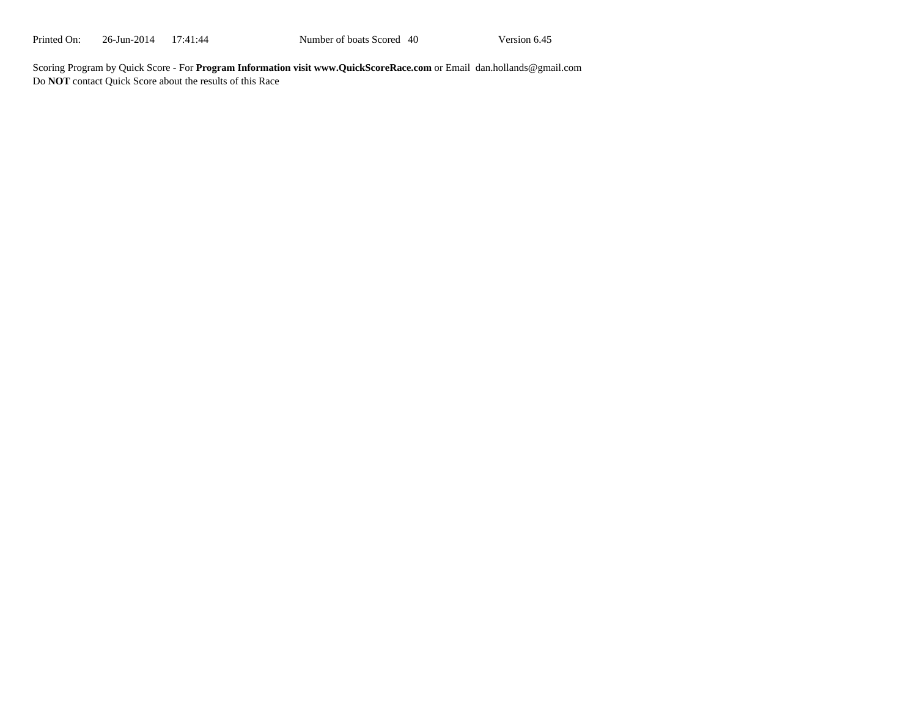Printed On: 26-Jun-2014 17:41:44 Number of boats Scored 40 Version 6.45

Scoring Program by Quick Score - For **Program Information visit www.QuickScoreRace.com** or Email dan.hollands@gmail.com
Do **NOT** contact Quick Score about the results of this Race